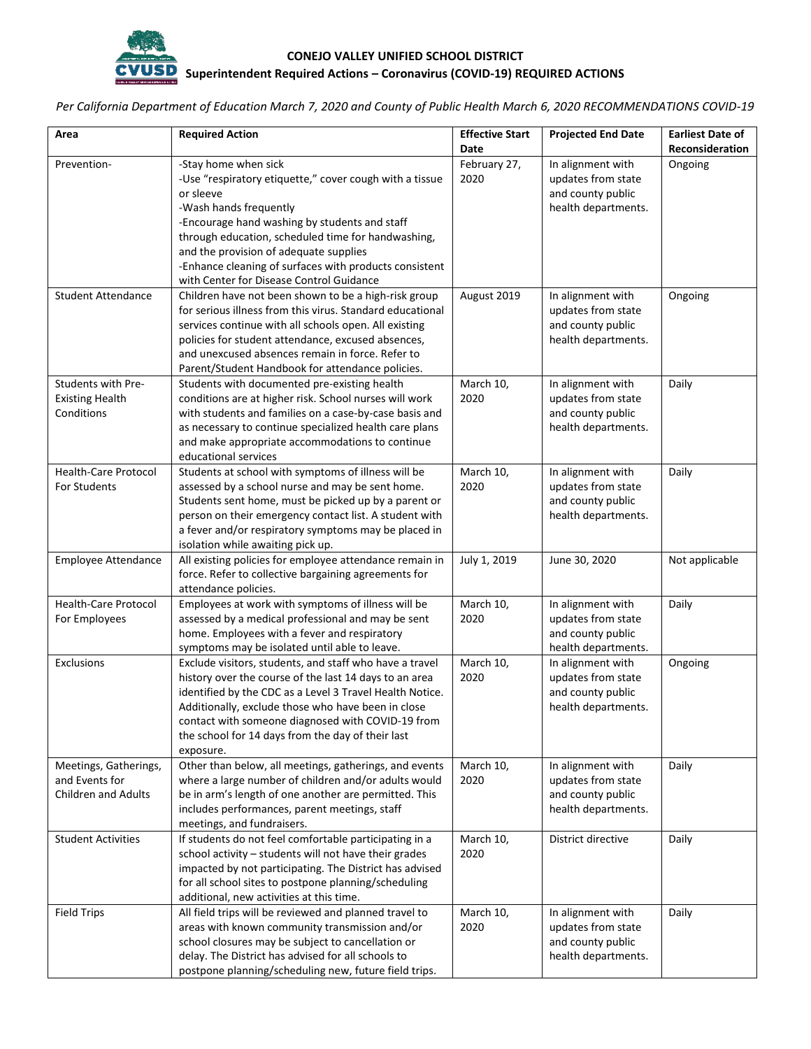**CONEJO VALLEY UNIFIED SCHOOL DISTRICT**

**Superintendent Required Actions – Coronavirus (COVID-19) REQUIRED ACTIONS**

*Per California Department of Education March 7, 2020 and County of Public Health March 6, 2020 RECOMMENDATIONS COVID-19*

| Area | Required Action | Effective Start Date | Projected End Date | Earliest Date of Reconsideration |
|---|---|---|---|---|
| Prevention- | -Stay home when sick<br>-Use "respiratory etiquette," cover cough with a tissue or sleeve<br>-Wash hands frequently<br>-Encourage hand washing by students and staff through education, scheduled time for handwashing, and the provision of adequate supplies<br>-Enhance cleaning of surfaces with products consistent with Center for Disease Control Guidance | February 27, 2020 | In alignment with updates from state and county public health departments. | Ongoing |
| Student Attendance | Children have not been shown to be a high-risk group for serious illness from this virus. Standard educational services continue with all schools open. All existing policies for student attendance, excused absences, and unexcused absences remain in force. Refer to Parent/Student Handbook for attendance policies. | August 2019 | In alignment with updates from state and county public health departments. | Ongoing |
| Students with Pre-Existing Health Conditions | Students with documented pre-existing health conditions are at higher risk. School nurses will work with students and families on a case-by-case basis and as necessary to continue specialized health care plans and make appropriate accommodations to continue educational services | March 10, 2020 | In alignment with updates from state and county public health departments. | Daily |
| Health-Care Protocol For Students | Students at school with symptoms of illness will be assessed by a school nurse and may be sent home. Students sent home, must be picked up by a parent or person on their emergency contact list. A student with a fever and/or respiratory symptoms may be placed in isolation while awaiting pick up. | March 10, 2020 | In alignment with updates from state and county public health departments. | Daily |
| Employee Attendance | All existing policies for employee attendance remain in force. Refer to collective bargaining agreements for attendance policies. | July 1, 2019 | June 30, 2020 | Not applicable |
| Health-Care Protocol For Employees | Employees at work with symptoms of illness will be assessed by a medical professional and may be sent home. Employees with a fever and respiratory symptoms may be isolated until able to leave. | March 10, 2020 | In alignment with updates from state and county public health departments. | Daily |
| Exclusions | Exclude visitors, students, and staff who have a travel history over the course of the last 14 days to an area identified by the CDC as a Level 3 Travel Health Notice. Additionally, exclude those who have been in close contact with someone diagnosed with COVID-19 from the school for 14 days from the day of their last exposure. | March 10, 2020 | In alignment with updates from state and county public health departments. | Ongoing |
| Meetings, Gatherings, and Events for Children and Adults | Other than below, all meetings, gatherings, and events where a large number of children and/or adults would be in arm's length of one another are permitted. This includes performances, parent meetings, staff meetings, and fundraisers. | March 10, 2020 | In alignment with updates from state and county public health departments. | Daily |
| Student Activities | If students do not feel comfortable participating in a school activity – students will not have their grades impacted by not participating. The District has advised for all school sites to postpone planning/scheduling additional, new activities at this time. | March 10, 2020 | District directive | Daily |
| Field Trips | All field trips will be reviewed and planned travel to areas with known community transmission and/or school closures may be subject to cancellation or delay. The District has advised for all schools to postpone planning/scheduling new, future field trips. | March 10, 2020 | In alignment with updates from state and county public health departments. | Daily |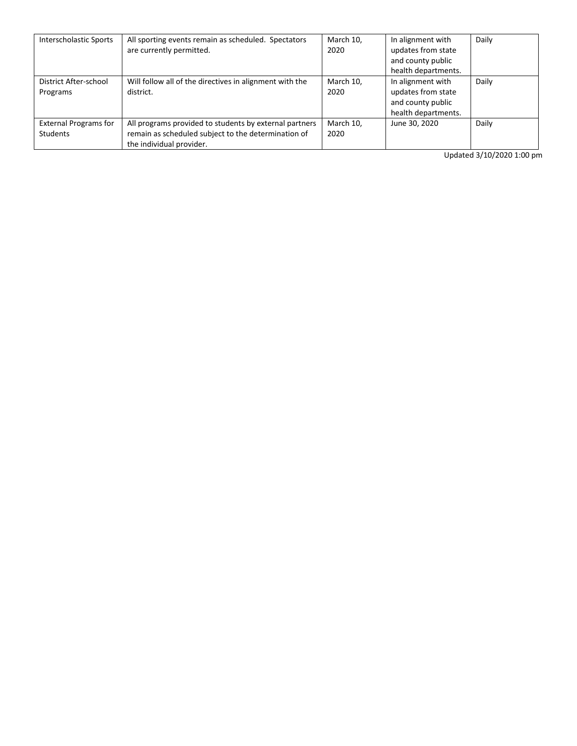| | | | | |
|---|---|---|---|---|
| Interscholastic Sports | All sporting events remain as scheduled. Spectators are currently permitted. | March 10, 2020 | In alignment with updates from state and county public health departments. | Daily |
| District After-school Programs | Will follow all of the directives in alignment with the district. | March 10, 2020 | In alignment with updates from state and county public health departments. | Daily |
| External Programs for Students | All programs provided to students by external partners remain as scheduled subject to the determination of the individual provider. | March 10, 2020 | June 30, 2020 | Daily |

Updated 3/10/2020 1:00 pm